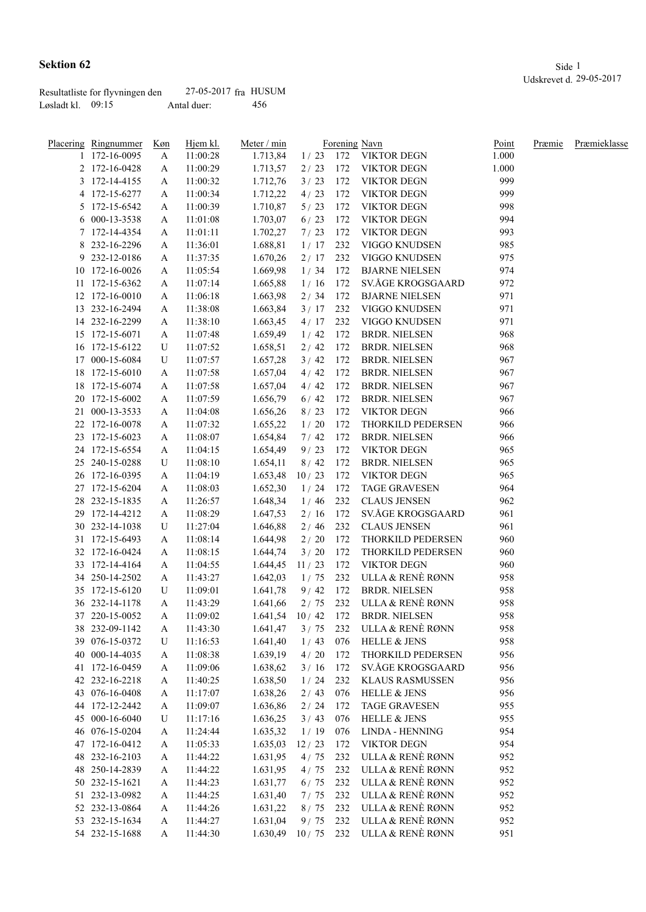# Sektion 62

Udskrevet d. 29-05-2017

Resultatliste for flyvningen den 27-05-2017 fra HUSUM

Løsladt kl. 09:15 Antal duer: 456

| Placering | Ringnummer | Køn | Hjem kl. | Meter / min | | Forening | Navn | Point | Præmie | Præmieklasse |
|---|---|---|---|---|---|---|---|---|---|---|
| 1 | 172-16-0095 | A | 11:00:28 | 1.713,84 | 1 / 23 | 172 | VIKTOR DEGN | 1.000 | | |
| 2 | 172-16-0428 | A | 11:00:29 | 1.713,57 | 2 / 23 | 172 | VIKTOR DEGN | 1.000 | | |
| 3 | 172-14-4155 | A | 11:00:32 | 1.712,76 | 3 / 23 | 172 | VIKTOR DEGN | 999 | | |
| 4 | 172-15-6277 | A | 11:00:34 | 1.712,22 | 4 / 23 | 172 | VIKTOR DEGN | 999 | | |
| 5 | 172-15-6542 | A | 11:00:39 | 1.710,87 | 5 / 23 | 172 | VIKTOR DEGN | 998 | | |
| 6 | 000-13-3538 | A | 11:01:08 | 1.703,07 | 6 / 23 | 172 | VIKTOR DEGN | 994 | | |
| 7 | 172-14-4354 | A | 11:01:11 | 1.702,27 | 7 / 23 | 172 | VIKTOR DEGN | 993 | | |
| 8 | 232-16-2296 | A | 11:36:01 | 1.688,81 | 1 / 17 | 232 | VIGGO KNUDSEN | 985 | | |
| 9 | 232-12-0186 | A | 11:37:35 | 1.670,26 | 2 / 17 | 232 | VIGGO KNUDSEN | 975 | | |
| 10 | 172-16-0026 | A | 11:05:54 | 1.669,98 | 1 / 34 | 172 | BJARNE NIELSEN | 974 | | |
| 11 | 172-15-6362 | A | 11:07:14 | 1.665,88 | 1 / 16 | 172 | SV.ÅGE KROGSGAARD | 972 | | |
| 12 | 172-16-0010 | A | 11:06:18 | 1.663,98 | 2 / 34 | 172 | BJARNE NIELSEN | 971 | | |
| 13 | 232-16-2494 | A | 11:38:08 | 1.663,84 | 3 / 17 | 232 | VIGGO KNUDSEN | 971 | | |
| 14 | 232-16-2299 | A | 11:38:10 | 1.663,45 | 4 / 17 | 232 | VIGGO KNUDSEN | 971 | | |
| 15 | 172-15-6071 | A | 11:07:48 | 1.659,49 | 1 / 42 | 172 | BRDR. NIELSEN | 968 | | |
| 16 | 172-15-6122 | U | 11:07:52 | 1.658,51 | 2 / 42 | 172 | BRDR. NIELSEN | 968 | | |
| 17 | 000-15-6084 | U | 11:07:57 | 1.657,28 | 3 / 42 | 172 | BRDR. NIELSEN | 967 | | |
| 18 | 172-15-6010 | A | 11:07:58 | 1.657,04 | 4 / 42 | 172 | BRDR. NIELSEN | 967 | | |
| 18 | 172-15-6074 | A | 11:07:58 | 1.657,04 | 4 / 42 | 172 | BRDR. NIELSEN | 967 | | |
| 20 | 172-15-6002 | A | 11:07:59 | 1.656,79 | 6 / 42 | 172 | BRDR. NIELSEN | 967 | | |
| 21 | 000-13-3533 | A | 11:04:08 | 1.656,26 | 8 / 23 | 172 | VIKTOR DEGN | 966 | | |
| 22 | 172-16-0078 | A | 11:07:32 | 1.655,22 | 1 / 20 | 172 | THORKILD PEDERSEN | 966 | | |
| 23 | 172-15-6023 | A | 11:08:07 | 1.654,84 | 7 / 42 | 172 | BRDR. NIELSEN | 966 | | |
| 24 | 172-15-6554 | A | 11:04:15 | 1.654,49 | 9 / 23 | 172 | VIKTOR DEGN | 965 | | |
| 25 | 240-15-0288 | U | 11:08:10 | 1.654,11 | 8 / 42 | 172 | BRDR. NIELSEN | 965 | | |
| 26 | 172-16-0395 | A | 11:04:19 | 1.653,48 | 10 / 23 | 172 | VIKTOR DEGN | 965 | | |
| 27 | 172-15-6204 | A | 11:08:03 | 1.652,30 | 1 / 24 | 172 | TAGE GRAVESEN | 964 | | |
| 28 | 232-15-1835 | A | 11:26:57 | 1.648,34 | 1 / 46 | 232 | CLAUS JENSEN | 962 | | |
| 29 | 172-14-4212 | A | 11:08:29 | 1.647,53 | 2 / 16 | 172 | SV.ÅGE KROGSGAARD | 961 | | |
| 30 | 232-14-1038 | U | 11:27:04 | 1.646,88 | 2 / 46 | 232 | CLAUS JENSEN | 961 | | |
| 31 | 172-15-6493 | A | 11:08:14 | 1.644,98 | 2 / 20 | 172 | THORKILD PEDERSEN | 960 | | |
| 32 | 172-16-0424 | A | 11:08:15 | 1.644,74 | 3 / 20 | 172 | THORKILD PEDERSEN | 960 | | |
| 33 | 172-14-4164 | A | 11:04:55 | 1.644,45 | 11 / 23 | 172 | VIKTOR DEGN | 960 | | |
| 34 | 250-14-2502 | A | 11:43:27 | 1.642,03 | 1 / 75 | 232 | ULLA & RENÈ RØNN | 958 | | |
| 35 | 172-15-6120 | U | 11:09:01 | 1.641,78 | 9 / 42 | 172 | BRDR. NIELSEN | 958 | | |
| 36 | 232-14-1178 | A | 11:43:29 | 1.641,66 | 2 / 75 | 232 | ULLA & RENÈ RØNN | 958 | | |
| 37 | 220-15-0052 | A | 11:09:02 | 1.641,54 | 10 / 42 | 172 | BRDR. NIELSEN | 958 | | |
| 38 | 232-09-1142 | A | 11:43:30 | 1.641,47 | 3 / 75 | 232 | ULLA & RENÈ RØNN | 958 | | |
| 39 | 076-15-0372 | U | 11:16:53 | 1.641,40 | 1 / 43 | 076 | HELLE & JENS | 958 | | |
| 40 | 000-14-4035 | A | 11:08:38 | 1.639,19 | 4 / 20 | 172 | THORKILD PEDERSEN | 956 | | |
| 41 | 172-16-0459 | A | 11:09:06 | 1.638,62 | 3 / 16 | 172 | SV.ÅGE KROGSGAARD | 956 | | |
| 42 | 232-16-2218 | A | 11:40:25 | 1.638,50 | 1 / 24 | 232 | KLAUS RASMUSSEN | 956 | | |
| 43 | 076-16-0408 | A | 11:17:07 | 1.638,26 | 2 / 43 | 076 | HELLE & JENS | 956 | | |
| 44 | 172-12-2442 | A | 11:09:07 | 1.636,86 | 2 / 24 | 172 | TAGE GRAVESEN | 955 | | |
| 45 | 000-16-6040 | U | 11:17:16 | 1.636,25 | 3 / 43 | 076 | HELLE & JENS | 955 | | |
| 46 | 076-15-0204 | A | 11:24:44 | 1.635,32 | 1 / 19 | 076 | LINDA - HENNING | 954 | | |
| 47 | 172-16-0412 | A | 11:05:33 | 1.635,03 | 12 / 23 | 172 | VIKTOR DEGN | 954 | | |
| 48 | 232-16-2103 | A | 11:44:22 | 1.631,95 | 4 / 75 | 232 | ULLA & RENÈ RØNN | 952 | | |
| 48 | 250-14-2839 | A | 11:44:22 | 1.631,95 | 4 / 75 | 232 | ULLA & RENÈ RØNN | 952 | | |
| 50 | 232-15-1621 | A | 11:44:23 | 1.631,77 | 6 / 75 | 232 | ULLA & RENÈ RØNN | 952 | | |
| 51 | 232-13-0982 | A | 11:44:25 | 1.631,40 | 7 / 75 | 232 | ULLA & RENÈ RØNN | 952 | | |
| 52 | 232-13-0864 | A | 11:44:26 | 1.631,22 | 8 / 75 | 232 | ULLA & RENÈ RØNN | 952 | | |
| 53 | 232-15-1634 | A | 11:44:27 | 1.631,04 | 9 / 75 | 232 | ULLA & RENÈ RØNN | 952 | | |
| 54 | 232-15-1688 | A | 11:44:30 | 1.630,49 | 10 / 75 | 232 | ULLA & RENÈ RØNN | 951 | | |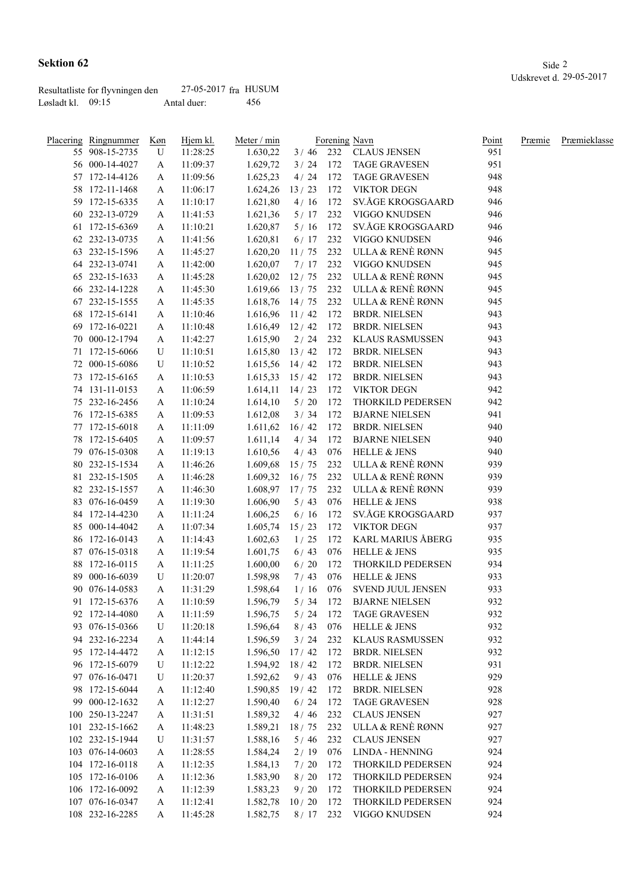# Sektion 62

Udskrevet d. 29-05-2017

Resultatliste for flyvningen den 27-05-2017 fra HUSUM
Løsladt kl. 09:15 Antal duer: 456

| Placering | Ringnummer | Køn | Hjem kl. | Meter / min | | Forening | Navn | Point | Præmie | Præmieklasse |
|---|---|---|---|---|---|---|---|---|---|---|
| 55 | 908-15-2735 | U | 11:28:25 | 1.630,22 | 3 / 46 | 232 | CLAUS JENSEN | 951 | | |
| 56 | 000-14-4027 | A | 11:09:37 | 1.629,72 | 3 / 24 | 172 | TAGE GRAVESEN | 951 | | |
| 57 | 172-14-4126 | A | 11:09:56 | 1.625,23 | 4 / 24 | 172 | TAGE GRAVESEN | 948 | | |
| 58 | 172-11-1468 | A | 11:06:17 | 1.624,26 | 13 / 23 | 172 | VIKTOR DEGN | 948 | | |
| 59 | 172-15-6335 | A | 11:10:17 | 1.621,80 | 4 / 16 | 172 | SV.ÅGE KROGSGAARD | 946 | | |
| 60 | 232-13-0729 | A | 11:41:53 | 1.621,36 | 5 / 17 | 232 | VIGGO KNUDSEN | 946 | | |
| 61 | 172-15-6369 | A | 11:10:21 | 1.620,87 | 5 / 16 | 172 | SV.ÅGE KROGSGAARD | 946 | | |
| 62 | 232-13-0735 | A | 11:41:56 | 1.620,81 | 6 / 17 | 232 | VIGGO KNUDSEN | 946 | | |
| 63 | 232-15-1596 | A | 11:45:27 | 1.620,20 | 11 / 75 | 232 | ULLA & RENÈ RØNN | 945 | | |
| 64 | 232-13-0741 | A | 11:42:00 | 1.620,07 | 7 / 17 | 232 | VIGGO KNUDSEN | 945 | | |
| 65 | 232-15-1633 | A | 11:45:28 | 1.620,02 | 12 / 75 | 232 | ULLA & RENÈ RØNN | 945 | | |
| 66 | 232-14-1228 | A | 11:45:30 | 1.619,66 | 13 / 75 | 232 | ULLA & RENÈ RØNN | 945 | | |
| 67 | 232-15-1555 | A | 11:45:35 | 1.618,76 | 14 / 75 | 232 | ULLA & RENÈ RØNN | 945 | | |
| 68 | 172-15-6141 | A | 11:10:46 | 1.616,96 | 11 / 42 | 172 | BRDR. NIELSEN | 943 | | |
| 69 | 172-16-0221 | A | 11:10:48 | 1.616,49 | 12 / 42 | 172 | BRDR. NIELSEN | 943 | | |
| 70 | 000-12-1794 | A | 11:42:27 | 1.615,90 | 2 / 24 | 232 | KLAUS RASMUSSEN | 943 | | |
| 71 | 172-15-6066 | U | 11:10:51 | 1.615,80 | 13 / 42 | 172 | BRDR. NIELSEN | 943 | | |
| 72 | 000-15-6086 | U | 11:10:52 | 1.615,56 | 14 / 42 | 172 | BRDR. NIELSEN | 943 | | |
| 73 | 172-15-6165 | A | 11:10:53 | 1.615,33 | 15 / 42 | 172 | BRDR. NIELSEN | 943 | | |
| 74 | 131-11-0153 | A | 11:06:59 | 1.614,11 | 14 / 23 | 172 | VIKTOR DEGN | 942 | | |
| 75 | 232-16-2456 | A | 11:10:24 | 1.614,10 | 5 / 20 | 172 | THORKILD PEDERSEN | 942 | | |
| 76 | 172-15-6385 | A | 11:09:53 | 1.612,08 | 3 / 34 | 172 | BJARNE NIELSEN | 941 | | |
| 77 | 172-15-6018 | A | 11:11:09 | 1.611,62 | 16 / 42 | 172 | BRDR. NIELSEN | 940 | | |
| 78 | 172-15-6405 | A | 11:09:57 | 1.611,14 | 4 / 34 | 172 | BJARNE NIELSEN | 940 | | |
| 79 | 076-15-0308 | A | 11:19:13 | 1.610,56 | 4 / 43 | 076 | HELLE & JENS | 940 | | |
| 80 | 232-15-1534 | A | 11:46:26 | 1.609,68 | 15 / 75 | 232 | ULLA & RENÈ RØNN | 939 | | |
| 81 | 232-15-1505 | A | 11:46:28 | 1.609,32 | 16 / 75 | 232 | ULLA & RENÈ RØNN | 939 | | |
| 82 | 232-15-1557 | A | 11:46:30 | 1.608,97 | 17 / 75 | 232 | ULLA & RENÈ RØNN | 939 | | |
| 83 | 076-16-0459 | A | 11:19:30 | 1.606,90 | 5 / 43 | 076 | HELLE & JENS | 938 | | |
| 84 | 172-14-4230 | A | 11:11:24 | 1.606,25 | 6 / 16 | 172 | SV.ÅGE KROGSGAARD | 937 | | |
| 85 | 000-14-4042 | A | 11:07:34 | 1.605,74 | 15 / 23 | 172 | VIKTOR DEGN | 937 | | |
| 86 | 172-16-0143 | A | 11:14:43 | 1.602,63 | 1 / 25 | 172 | KARL MARIUS ÅBERG | 935 | | |
| 87 | 076-15-0318 | A | 11:19:54 | 1.601,75 | 6 / 43 | 076 | HELLE & JENS | 935 | | |
| 88 | 172-16-0115 | A | 11:11:25 | 1.600,00 | 6 / 20 | 172 | THORKILD PEDERSEN | 934 | | |
| 89 | 000-16-6039 | U | 11:20:07 | 1.598,98 | 7 / 43 | 076 | HELLE & JENS | 933 | | |
| 90 | 076-14-0583 | A | 11:31:29 | 1.598,64 | 1 / 16 | 076 | SVEND JUUL JENSEN | 933 | | |
| 91 | 172-15-6376 | A | 11:10:59 | 1.596,79 | 5 / 34 | 172 | BJARNE NIELSEN | 932 | | |
| 92 | 172-14-4080 | A | 11:11:59 | 1.596,75 | 5 / 24 | 172 | TAGE GRAVESEN | 932 | | |
| 93 | 076-15-0366 | U | 11:20:18 | 1.596,64 | 8 / 43 | 076 | HELLE & JENS | 932 | | |
| 94 | 232-16-2234 | A | 11:44:14 | 1.596,59 | 3 / 24 | 232 | KLAUS RASMUSSEN | 932 | | |
| 95 | 172-14-4472 | A | 11:12:15 | 1.596,50 | 17 / 42 | 172 | BRDR. NIELSEN | 932 | | |
| 96 | 172-15-6079 | U | 11:12:22 | 1.594,92 | 18 / 42 | 172 | BRDR. NIELSEN | 931 | | |
| 97 | 076-16-0471 | U | 11:20:37 | 1.592,62 | 9 / 43 | 076 | HELLE & JENS | 929 | | |
| 98 | 172-15-6044 | A | 11:12:40 | 1.590,85 | 19 / 42 | 172 | BRDR. NIELSEN | 928 | | |
| 99 | 000-12-1632 | A | 11:12:27 | 1.590,40 | 6 / 24 | 172 | TAGE GRAVESEN | 928 | | |
| 100 | 250-13-2247 | A | 11:31:51 | 1.589,32 | 4 / 46 | 232 | CLAUS JENSEN | 927 | | |
| 101 | 232-15-1662 | A | 11:48:23 | 1.589,21 | 18 / 75 | 232 | ULLA & RENÈ RØNN | 927 | | |
| 102 | 232-15-1944 | U | 11:31:57 | 1.588,16 | 5 / 46 | 232 | CLAUS JENSEN | 927 | | |
| 103 | 076-14-0603 | A | 11:28:55 | 1.584,24 | 2 / 19 | 076 | LINDA - HENNING | 924 | | |
| 104 | 172-16-0118 | A | 11:12:35 | 1.584,13 | 7 / 20 | 172 | THORKILD PEDERSEN | 924 | | |
| 105 | 172-16-0106 | A | 11:12:36 | 1.583,90 | 8 / 20 | 172 | THORKILD PEDERSEN | 924 | | |
| 106 | 172-16-0092 | A | 11:12:39 | 1.583,23 | 9 / 20 | 172 | THORKILD PEDERSEN | 924 | | |
| 107 | 076-16-0347 | A | 11:12:41 | 1.582,78 | 10 / 20 | 172 | THORKILD PEDERSEN | 924 | | |
| 108 | 232-16-2285 | A | 11:45:28 | 1.582,75 | 8 / 17 | 232 | VIGGO KNUDSEN | 924 | | |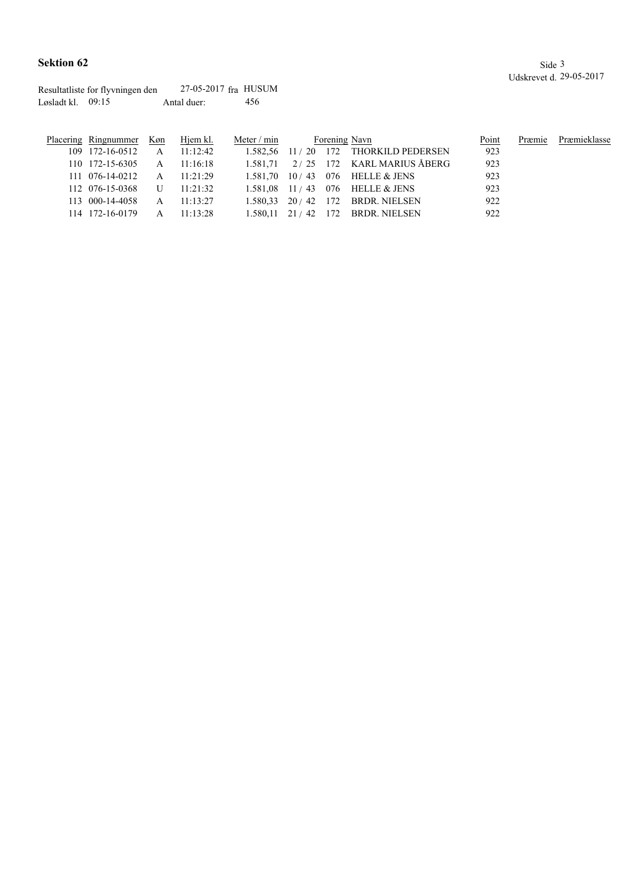## Sektion 62

Resultatliste for flyvningen den 27-05-2017 fra HUSUM
Løsladt kl. 09:15 Antal duer: 456

| Placering | Ringnummer | Køn | Hjem kl. | Meter / min | | Forening | Navn | Point | Præmie | Præmieklasse |
|---|---|---|---|---|---|---|---|---|---|---|
| 109 | 172-16-0512 | A | 11:12:42 | 1.582,56 | 11 / 20 | 172 | THORKILD PEDERSEN | 923 | | |
| 110 | 172-15-6305 | A | 11:16:18 | 1.581,71 | 2 / 25 | 172 | KARL MARIUS ÅBERG | 923 | | |
| 111 | 076-14-0212 | A | 11:21:29 | 1.581,70 | 10 / 43 | 076 | HELLE & JENS | 923 | | |
| 112 | 076-15-0368 | U | 11:21:32 | 1.581,08 | 11 / 43 | 076 | HELLE & JENS | 923 | | |
| 113 | 000-14-4058 | A | 11:13:27 | 1.580,33 | 20 / 42 | 172 | BRDR. NIELSEN | 922 | | |
| 114 | 172-16-0179 | A | 11:13:28 | 1.580,11 | 21 / 42 | 172 | BRDR. NIELSEN | 922 | | |